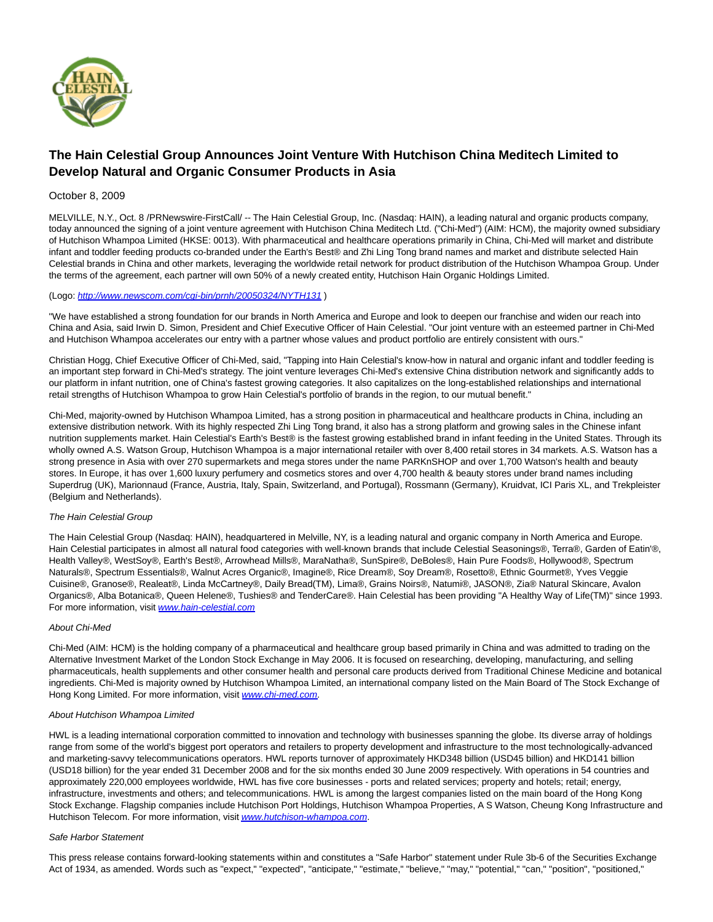# The Hain Celestial Group Announces Joint Venture With Hutchison China Meditech Limited to Develop Natural and Organic Consumer Products in Asia

October 8, 2009

MELVILLE, N.Y., Oct. 8 /PRNewswire-FirstCall/ -- The Hain Celestial Group, Inc. (Nasdaq: HAIN), a leading natural and organic products company, today announced the signing of a joint venture agreement with Hutchison China Meditech Ltd. ("Chi-Med") (AIM: HCM), the majority owned subsidiary of Hutchison Whampoa Limited (HKSE: 0013). With pharmaceutical and healthcare operations primarily in China, Chi-Med will market and distribute infant and toddler feeding products co-branded under the Earth's Best® and Zhi Ling Tong brand names and market and distribute selected Hain Celestial brands in China and other markets, leveraging the worldwide retail network for product distribution of the Hutchison Whampoa Group. Under the terms of the agreement, each partner will own 50% of a newly created entity, Hutchison Hain Organic Holdings Limited.

(Logo: *http://www.newscom.com/cgi-bin/prnh/20050324/NYTH131* )

"We have established a strong foundation for our brands in North America and Europe and look to deepen our franchise and widen our reach into China and Asia, said Irwin D. Simon, President and Chief Executive Officer of Hain Celestial. "Our joint venture with an esteemed partner in Chi-Med and Hutchison Whampoa accelerates our entry with a partner whose values and product portfolio are entirely consistent with ours."

Christian Hogg, Chief Executive Officer of Chi-Med, said, "Tapping into Hain Celestial's know-how in natural and organic infant and toddler feeding is an important step forward in Chi-Med's strategy. The joint venture leverages Chi-Med's extensive China distribution network and significantly adds to our platform in infant nutrition, one of China's fastest growing categories. It also capitalizes on the long-established relationships and international retail strengths of Hutchison Whampoa to grow Hain Celestial's portfolio of brands in the region, to our mutual benefit."

Chi-Med, majority-owned by Hutchison Whampoa Limited, has a strong position in pharmaceutical and healthcare products in China, including an extensive distribution network. With its highly respected Zhi Ling Tong brand, it also has a strong platform and growing sales in the Chinese infant nutrition supplements market. Hain Celestial's Earth's Best® is the fastest growing established brand in infant feeding in the United States. Through its wholly owned A.S. Watson Group, Hutchison Whampoa is a major international retailer with over 8,400 retail stores in 34 markets. A.S. Watson has a strong presence in Asia with over 270 supermarkets and mega stores under the name PARKnSHOP and over 1,700 Watson's health and beauty stores. In Europe, it has over 1,600 luxury perfumery and cosmetics stores and over 4,700 health & beauty stores under brand names including Superdrug (UK), Marionnaud (France, Austria, Italy, Spain, Switzerland, and Portugal), Rossmann (Germany), Kruidvat, ICI Paris XL, and Trekpleister (Belgium and Netherlands).

*The Hain Celestial Group*

The Hain Celestial Group (Nasdaq: HAIN), headquartered in Melville, NY, is a leading natural and organic company in North America and Europe. Hain Celestial participates in almost all natural food categories with well-known brands that include Celestial Seasonings®, Terra®, Garden of Eatin'®, Health Valley®, WestSoy®, Earth's Best®, Arrowhead Mills®, MaraNatha®, SunSpire®, DeBoles®, Hain Pure Foods®, Hollywood®, Spectrum Naturals®, Spectrum Essentials®, Walnut Acres Organic®, Imagine®, Rice Dream®, Soy Dream®, Rosetto®, Ethnic Gourmet®, Yves Veggie Cuisine®, Granose®, Realeat®, Linda McCartney®, Daily Bread(TM), Lima®, Grains Noirs®, Natumi®, JASON®, Zia® Natural Skincare, Avalon Organics®, Alba Botanica®, Queen Helene®, Tushies® and TenderCare®. Hain Celestial has been providing "A Healthy Way of Life(TM)" since 1993. For more information, visit *www.hain-celestial.com*

*About Chi-Med*

Chi-Med (AIM: HCM) is the holding company of a pharmaceutical and healthcare group based primarily in China and was admitted to trading on the Alternative Investment Market of the London Stock Exchange in May 2006. It is focused on researching, developing, manufacturing, and selling pharmaceuticals, health supplements and other consumer health and personal care products derived from Traditional Chinese Medicine and botanical ingredients. Chi-Med is majority owned by Hutchison Whampoa Limited, an international company listed on the Main Board of The Stock Exchange of Hong Kong Limited. For more information, visit *www.chi-med.com*.

*About Hutchison Whampoa Limited*

HWL is a leading international corporation committed to innovation and technology with businesses spanning the globe. Its diverse array of holdings range from some of the world's biggest port operators and retailers to property development and infrastructure to the most technologically-advanced and marketing-savvy telecommunications operators. HWL reports turnover of approximately HKD348 billion (USD45 billion) and HKD141 billion (USD18 billion) for the year ended 31 December 2008 and for the six months ended 30 June 2009 respectively. With operations in 54 countries and approximately 220,000 employees worldwide, HWL has five core businesses - ports and related services; property and hotels; retail; energy, infrastructure, investments and others; and telecommunications. HWL is among the largest companies listed on the main board of the Hong Kong Stock Exchange. Flagship companies include Hutchison Port Holdings, Hutchison Whampoa Properties, A S Watson, Cheung Kong Infrastructure and Hutchison Telecom. For more information, visit *www.hutchison-whampoa.com*.

*Safe Harbor Statement*

This press release contains forward-looking statements within and constitutes a "Safe Harbor" statement under Rule 3b-6 of the Securities Exchange Act of 1934, as amended. Words such as "expect," "expected", "anticipate," "estimate," "believe," "may," "potential," "can," "position", "positioned,"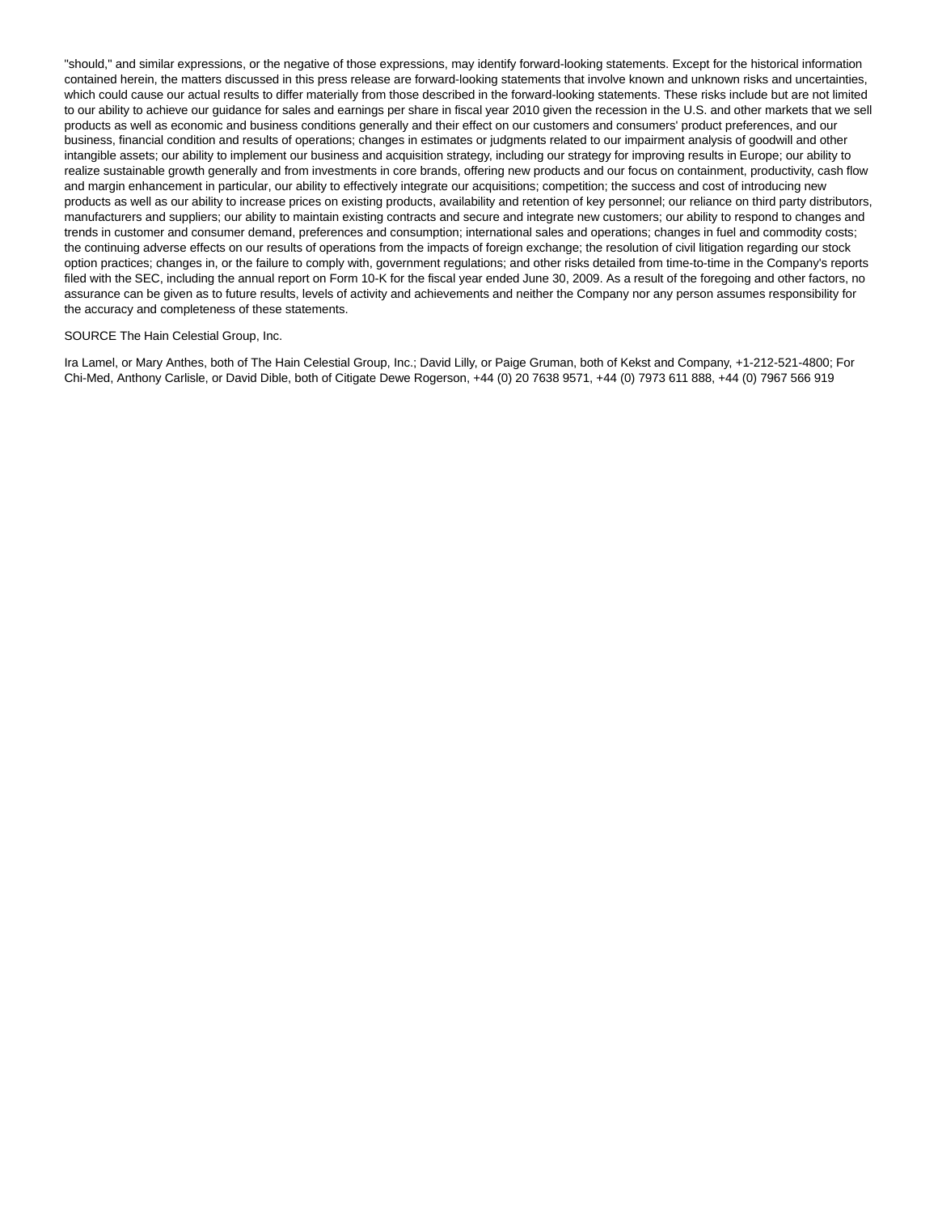"should," and similar expressions, or the negative of those expressions, may identify forward-looking statements. Except for the historical information contained herein, the matters discussed in this press release are forward-looking statements that involve known and unknown risks and uncertainties, which could cause our actual results to differ materially from those described in the forward-looking statements. These risks include but are not limited to our ability to achieve our guidance for sales and earnings per share in fiscal year 2010 given the recession in the U.S. and other markets that we sell products as well as economic and business conditions generally and their effect on our customers and consumers' product preferences, and our business, financial condition and results of operations; changes in estimates or judgments related to our impairment analysis of goodwill and other intangible assets; our ability to implement our business and acquisition strategy, including our strategy for improving results in Europe; our ability to realize sustainable growth generally and from investments in core brands, offering new products and our focus on containment, productivity, cash flow and margin enhancement in particular, our ability to effectively integrate our acquisitions; competition; the success and cost of introducing new products as well as our ability to increase prices on existing products, availability and retention of key personnel; our reliance on third party distributors, manufacturers and suppliers; our ability to maintain existing contracts and secure and integrate new customers; our ability to respond to changes and trends in customer and consumer demand, preferences and consumption; international sales and operations; changes in fuel and commodity costs; the continuing adverse effects on our results of operations from the impacts of foreign exchange; the resolution of civil litigation regarding our stock option practices; changes in, or the failure to comply with, government regulations; and other risks detailed from time-to-time in the Company's reports filed with the SEC, including the annual report on Form 10-K for the fiscal year ended June 30, 2009. As a result of the foregoing and other factors, no assurance can be given as to future results, levels of activity and achievements and neither the Company nor any person assumes responsibility for the accuracy and completeness of these statements.

SOURCE The Hain Celestial Group, Inc.

Ira Lamel, or Mary Anthes, both of The Hain Celestial Group, Inc.; David Lilly, or Paige Gruman, both of Kekst and Company, +1-212-521-4800; For Chi-Med, Anthony Carlisle, or David Dible, both of Citigate Dewe Rogerson, +44 (0) 20 7638 9571, +44 (0) 7973 611 888, +44 (0) 7967 566 919